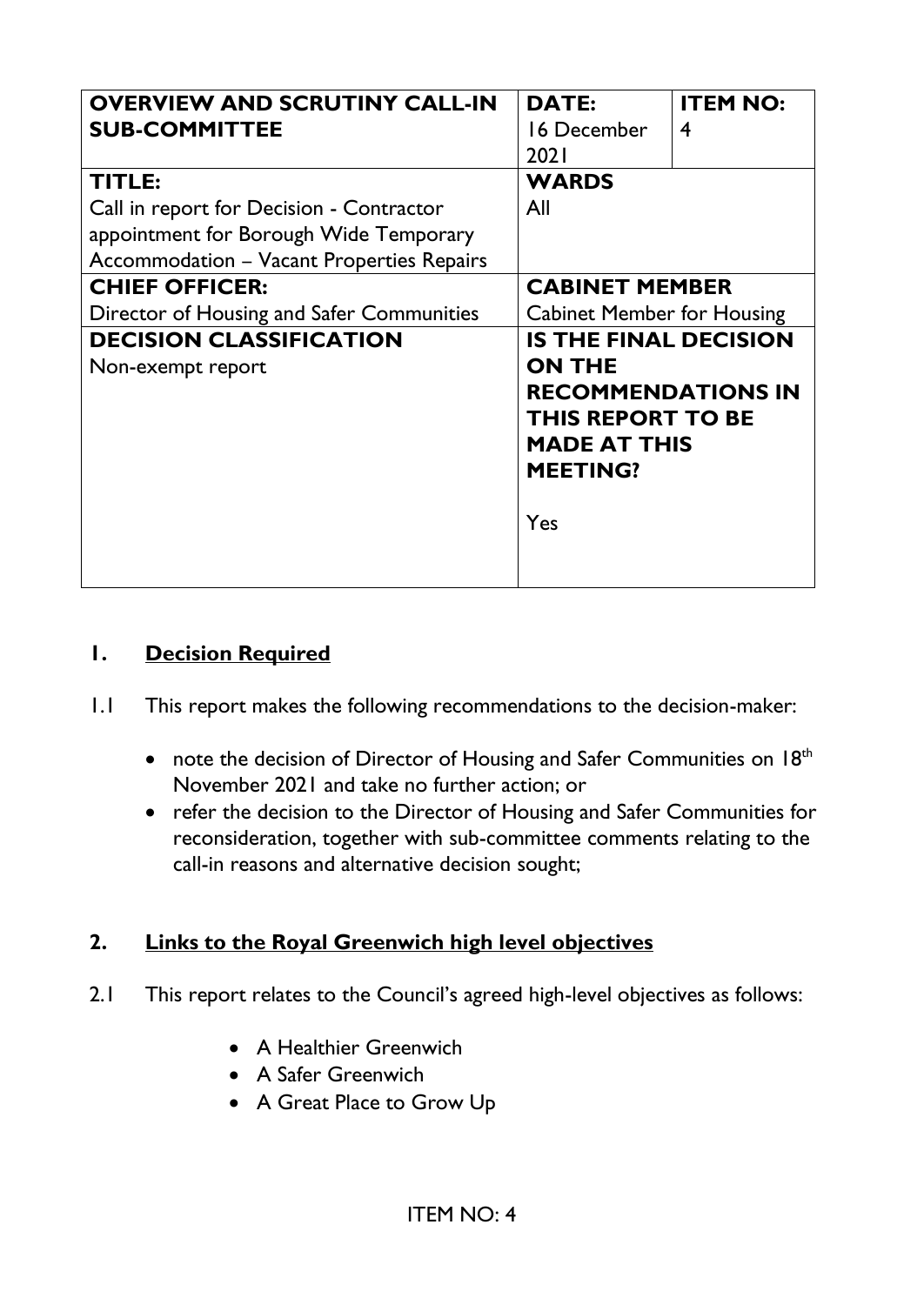| | | |
|---|---|---|
| **OVERVIEW AND SCRUTINY CALL-IN SUB-COMMITTEE** | **DATE:** 16 December 2021 | **ITEM NO:** 4 |
| **TITLE:** Call in report for Decision - Contractor appointment for Borough Wide Temporary Accommodation – Vacant Properties Repairs | **WARDS** All | |
| **CHIEF OFFICER:** Director of Housing and Safer Communities | **CABINET MEMBER** Cabinet Member for Housing | |
| **DECISION CLASSIFICATION** Non-exempt report | **IS THE FINAL DECISION ON THE RECOMMENDATIONS IN THIS REPORT TO BE MADE AT THIS MEETING?** Yes | |

## 1. Decision Required

1.1 This report makes the following recommendations to the decision-maker:

- note the decision of Director of Housing and Safer Communities on 18th November 2021 and take no further action; or
- refer the decision to the Director of Housing and Safer Communities for reconsideration, together with sub-committee comments relating to the call-in reasons and alternative decision sought;

## 2. Links to the Royal Greenwich high level objectives

2.1 This report relates to the Council's agreed high-level objectives as follows:

- A Healthier Greenwich
- A Safer Greenwich
- A Great Place to Grow Up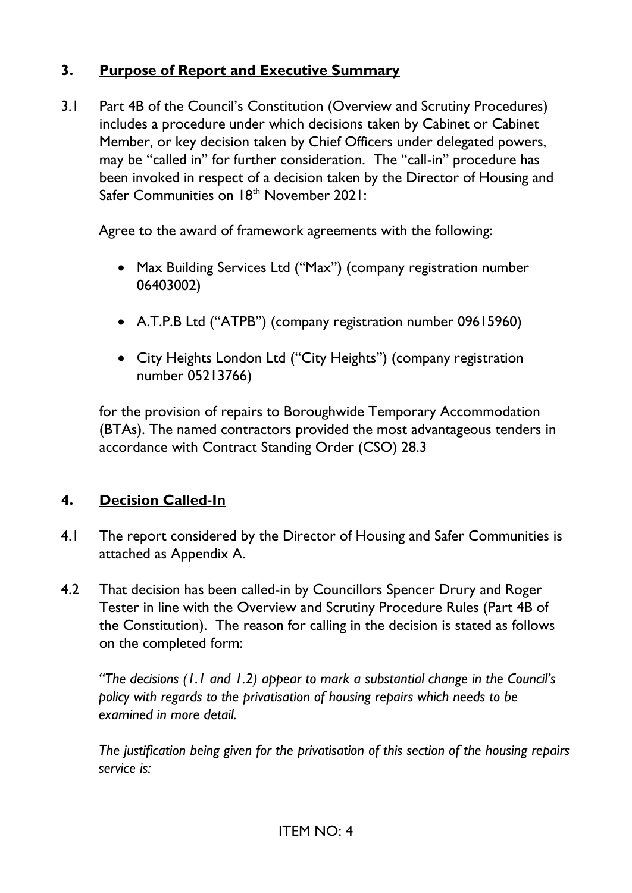## 3. Purpose of Report and Executive Summary

3.1 Part 4B of the Council's Constitution (Overview and Scrutiny Procedures) includes a procedure under which decisions taken by Cabinet or Cabinet Member, or key decision taken by Chief Officers under delegated powers, may be "called in" for further consideration. The "call-in" procedure has been invoked in respect of a decision taken by the Director of Housing and Safer Communities on 18th November 2021:

Agree to the award of framework agreements with the following:

- Max Building Services Ltd ("Max") (company registration number 06403002)
- A.T.P.B Ltd ("ATPB") (company registration number 09615960)
- City Heights London Ltd ("City Heights") (company registration number 05213766)

for the provision of repairs to Boroughwide Temporary Accommodation (BTAs). The named contractors provided the most advantageous tenders in accordance with Contract Standing Order (CSO) 28.3

## 4. Decision Called-In

4.1 The report considered by the Director of Housing and Safer Communities is attached as Appendix A.

4.2 That decision has been called-in by Councillors Spencer Drury and Roger Tester in line with the Overview and Scrutiny Procedure Rules (Part 4B of the Constitution). The reason for calling in the decision is stated as follows on the completed form:

*"The decisions (1.1 and 1.2) appear to mark a substantial change in the Council's policy with regards to the privatisation of housing repairs which needs to be examined in more detail.*

*The justification being given for the privatisation of this section of the housing repairs service is:*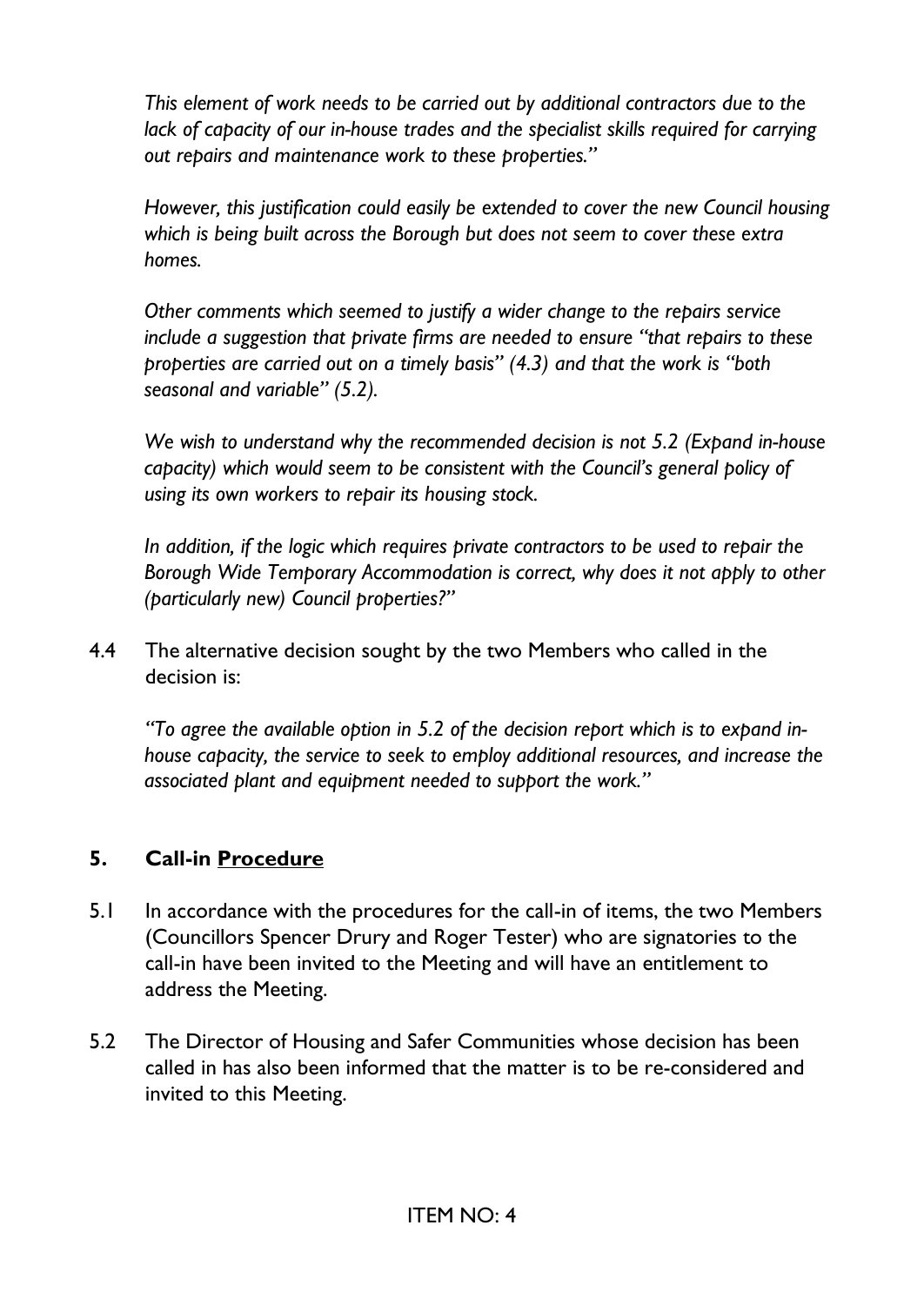*This element of work needs to be carried out by additional contractors due to the lack of capacity of our in-house trades and the specialist skills required for carrying out repairs and maintenance work to these properties."*

*However, this justification could easily be extended to cover the new Council housing which is being built across the Borough but does not seem to cover these extra homes.*

*Other comments which seemed to justify a wider change to the repairs service include a suggestion that private firms are needed to ensure "that repairs to these properties are carried out on a timely basis" (4.3) and that the work is "both seasonal and variable" (5.2).*

*We wish to understand why the recommended decision is not 5.2 (Expand in-house capacity) which would seem to be consistent with the Council's general policy of using its own workers to repair its housing stock.*

*In addition, if the logic which requires private contractors to be used to repair the Borough Wide Temporary Accommodation is correct, why does it not apply to other (particularly new) Council properties?"*

4.4 The alternative decision sought by the two Members who called in the decision is:

*"To agree the available option in 5.2 of the decision report which is to expand in-house capacity, the service to seek to employ additional resources, and increase the associated plant and equipment needed to support the work."*

## 5. Call-in Procedure

5.1 In accordance with the procedures for the call-in of items, the two Members (Councillors Spencer Drury and Roger Tester) who are signatories to the call-in have been invited to the Meeting and will have an entitlement to address the Meeting.

5.2 The Director of Housing and Safer Communities whose decision has been called in has also been informed that the matter is to be re-considered and invited to this Meeting.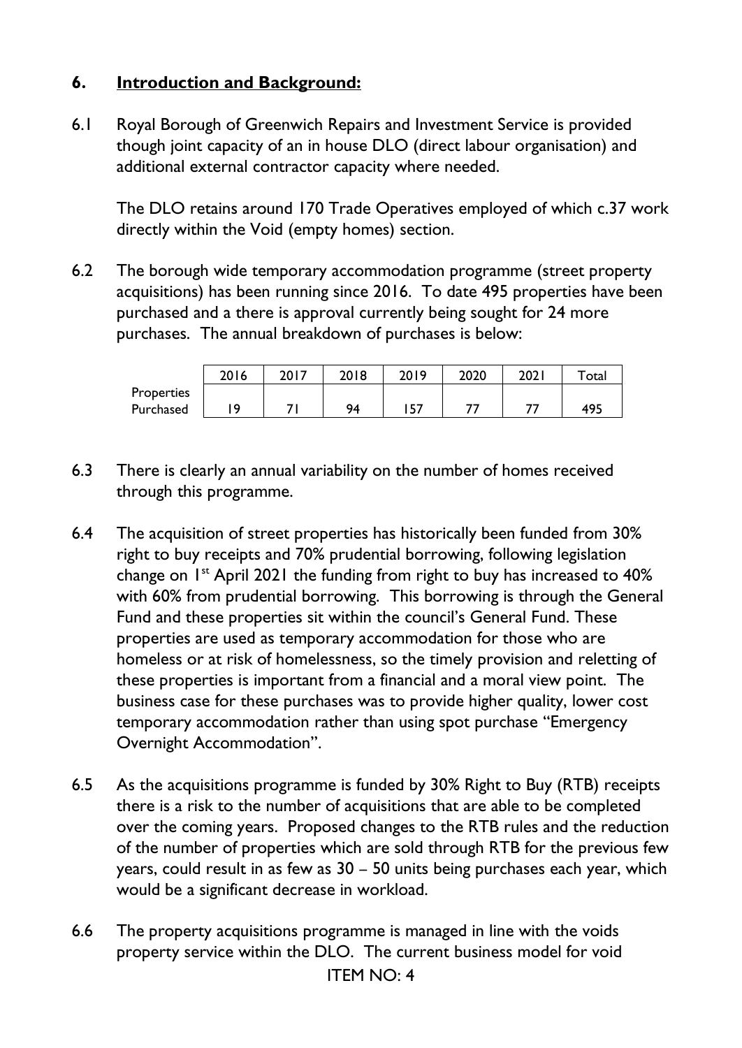## 6. Introduction and Background:

6.1 Royal Borough of Greenwich Repairs and Investment Service is provided though joint capacity of an in house DLO (direct labour organisation) and additional external contractor capacity where needed.

The DLO retains around 170 Trade Operatives employed of which c.37 work directly within the Void (empty homes) section.

6.2 The borough wide temporary accommodation programme (street property acquisitions) has been running since 2016. To date 495 properties have been purchased and a there is approval currently being sought for 24 more purchases. The annual breakdown of purchases is below:

| | 2016 | 2017 | 2018 | 2019 | 2020 | 2021 | Total |
|---|---|---|---|---|---|---|---|
| Properties Purchased | 19 | 71 | 94 | 157 | 77 | 77 | 495 |

6.3 There is clearly an annual variability on the number of homes received through this programme.

6.4 The acquisition of street properties has historically been funded from 30% right to buy receipts and 70% prudential borrowing, following legislation change on 1st April 2021 the funding from right to buy has increased to 40% with 60% from prudential borrowing. This borrowing is through the General Fund and these properties sit within the council's General Fund. These properties are used as temporary accommodation for those who are homeless or at risk of homelessness, so the timely provision and reletting of these properties is important from a financial and a moral view point. The business case for these purchases was to provide higher quality, lower cost temporary accommodation rather than using spot purchase "Emergency Overnight Accommodation".

6.5 As the acquisitions programme is funded by 30% Right to Buy (RTB) receipts there is a risk to the number of acquisitions that are able to be completed over the coming years. Proposed changes to the RTB rules and the reduction of the number of properties which are sold through RTB for the previous few years, could result in as few as 30 – 50 units being purchases each year, which would be a significant decrease in workload.

6.6 The property acquisitions programme is managed in line with the voids property service within the DLO. The current business model for void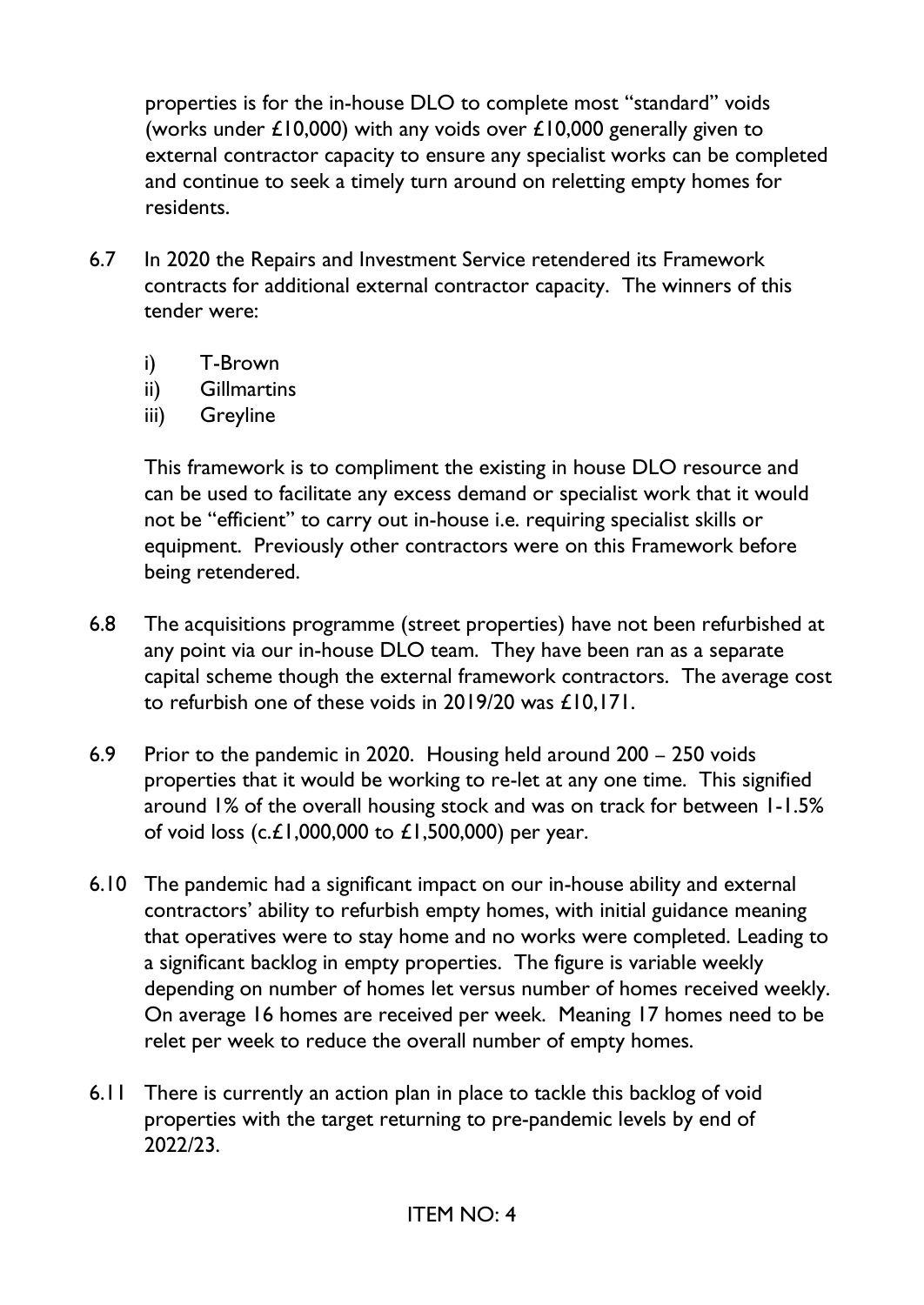properties is for the in-house DLO to complete most "standard" voids (works under £10,000) with any voids over £10,000 generally given to external contractor capacity to ensure any specialist works can be completed and continue to seek a timely turn around on reletting empty homes for residents.

6.7 In 2020 the Repairs and Investment Service retendered its Framework contracts for additional external contractor capacity. The winners of this tender were:

i) T-Brown
ii) Gillmartins
iii) Greyline

This framework is to compliment the existing in house DLO resource and can be used to facilitate any excess demand or specialist work that it would not be "efficient" to carry out in-house i.e. requiring specialist skills or equipment. Previously other contractors were on this Framework before being retendered.

6.8 The acquisitions programme (street properties) have not been refurbished at any point via our in-house DLO team. They have been ran as a separate capital scheme though the external framework contractors. The average cost to refurbish one of these voids in 2019/20 was £10,171.

6.9 Prior to the pandemic in 2020. Housing held around 200 – 250 voids properties that it would be working to re-let at any one time. This signified around 1% of the overall housing stock and was on track for between 1-1.5% of void loss (c.£1,000,000 to £1,500,000) per year.

6.10 The pandemic had a significant impact on our in-house ability and external contractors' ability to refurbish empty homes, with initial guidance meaning that operatives were to stay home and no works were completed. Leading to a significant backlog in empty properties. The figure is variable weekly depending on number of homes let versus number of homes received weekly. On average 16 homes are received per week. Meaning 17 homes need to be relet per week to reduce the overall number of empty homes.

6.11 There is currently an action plan in place to tackle this backlog of void properties with the target returning to pre-pandemic levels by end of 2022/23.

ITEM NO: 4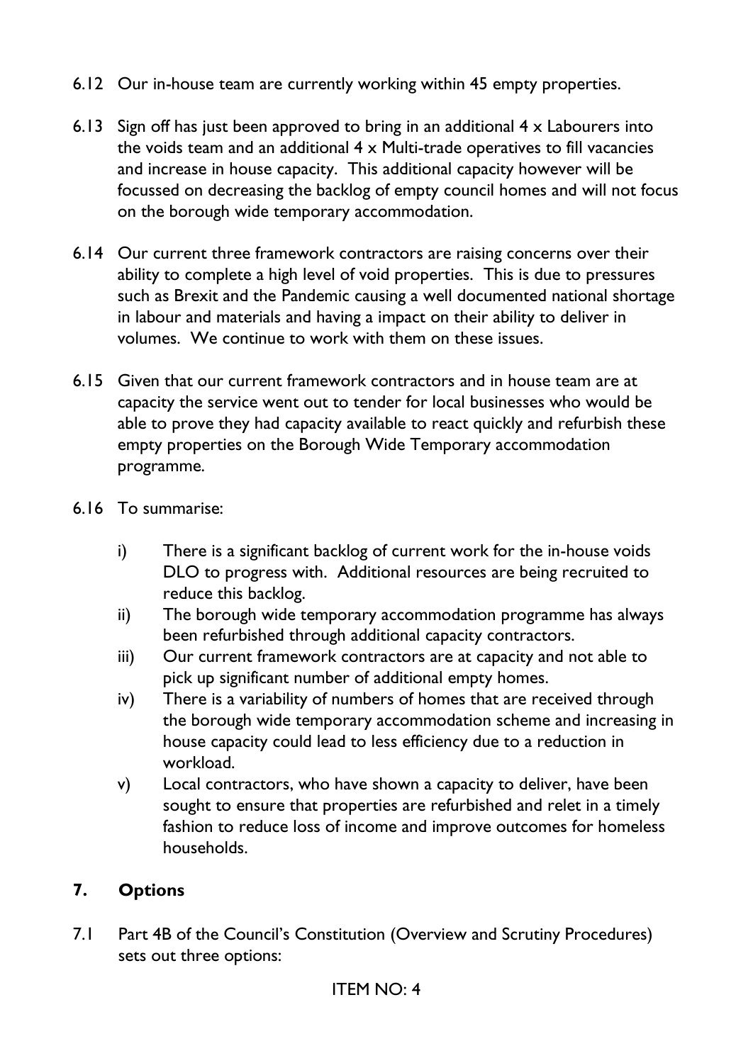6.12 Our in-house team are currently working within 45 empty properties.

6.13 Sign off has just been approved to bring in an additional 4 x Labourers into the voids team and an additional 4 x Multi-trade operatives to fill vacancies and increase in house capacity. This additional capacity however will be focussed on decreasing the backlog of empty council homes and will not focus on the borough wide temporary accommodation.

6.14 Our current three framework contractors are raising concerns over their ability to complete a high level of void properties. This is due to pressures such as Brexit and the Pandemic causing a well documented national shortage in labour and materials and having a impact on their ability to deliver in volumes. We continue to work with them on these issues.

6.15 Given that our current framework contractors and in house team are at capacity the service went out to tender for local businesses who would be able to prove they had capacity available to react quickly and refurbish these empty properties on the Borough Wide Temporary accommodation programme.

6.16 To summarise:

i) There is a significant backlog of current work for the in-house voids DLO to progress with. Additional resources are being recruited to reduce this backlog.

ii) The borough wide temporary accommodation programme has always been refurbished through additional capacity contractors.

iii) Our current framework contractors are at capacity and not able to pick up significant number of additional empty homes.

iv) There is a variability of numbers of homes that are received through the borough wide temporary accommodation scheme and increasing in house capacity could lead to less efficiency due to a reduction in workload.

v) Local contractors, who have shown a capacity to deliver, have been sought to ensure that properties are refurbished and relet in a timely fashion to reduce loss of income and improve outcomes for homeless households.

## 7. Options

7.1 Part 4B of the Council's Constitution (Overview and Scrutiny Procedures) sets out three options: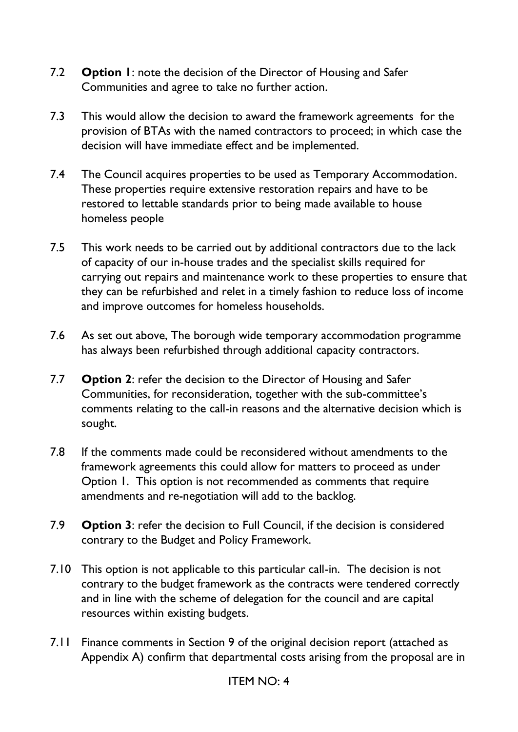7.2 **Option 1**: note the decision of the Director of Housing and Safer Communities and agree to take no further action.

7.3 This would allow the decision to award the framework agreements for the provision of BTAs with the named contractors to proceed; in which case the decision will have immediate effect and be implemented.

7.4 The Council acquires properties to be used as Temporary Accommodation. These properties require extensive restoration repairs and have to be restored to lettable standards prior to being made available to house homeless people

7.5 This work needs to be carried out by additional contractors due to the lack of capacity of our in-house trades and the specialist skills required for carrying out repairs and maintenance work to these properties to ensure that they can be refurbished and relet in a timely fashion to reduce loss of income and improve outcomes for homeless households.

7.6 As set out above, The borough wide temporary accommodation programme has always been refurbished through additional capacity contractors.

7.7 **Option 2**: refer the decision to the Director of Housing and Safer Communities, for reconsideration, together with the sub-committee's comments relating to the call-in reasons and the alternative decision which is sought.

7.8 If the comments made could be reconsidered without amendments to the framework agreements this could allow for matters to proceed as under Option 1. This option is not recommended as comments that require amendments and re-negotiation will add to the backlog.

7.9 **Option 3**: refer the decision to Full Council, if the decision is considered contrary to the Budget and Policy Framework.

7.10 This option is not applicable to this particular call-in. The decision is not contrary to the budget framework as the contracts were tendered correctly and in line with the scheme of delegation for the council and are capital resources within existing budgets.

7.11 Finance comments in Section 9 of the original decision report (attached as Appendix A) confirm that departmental costs arising from the proposal are in

ITEM NO: 4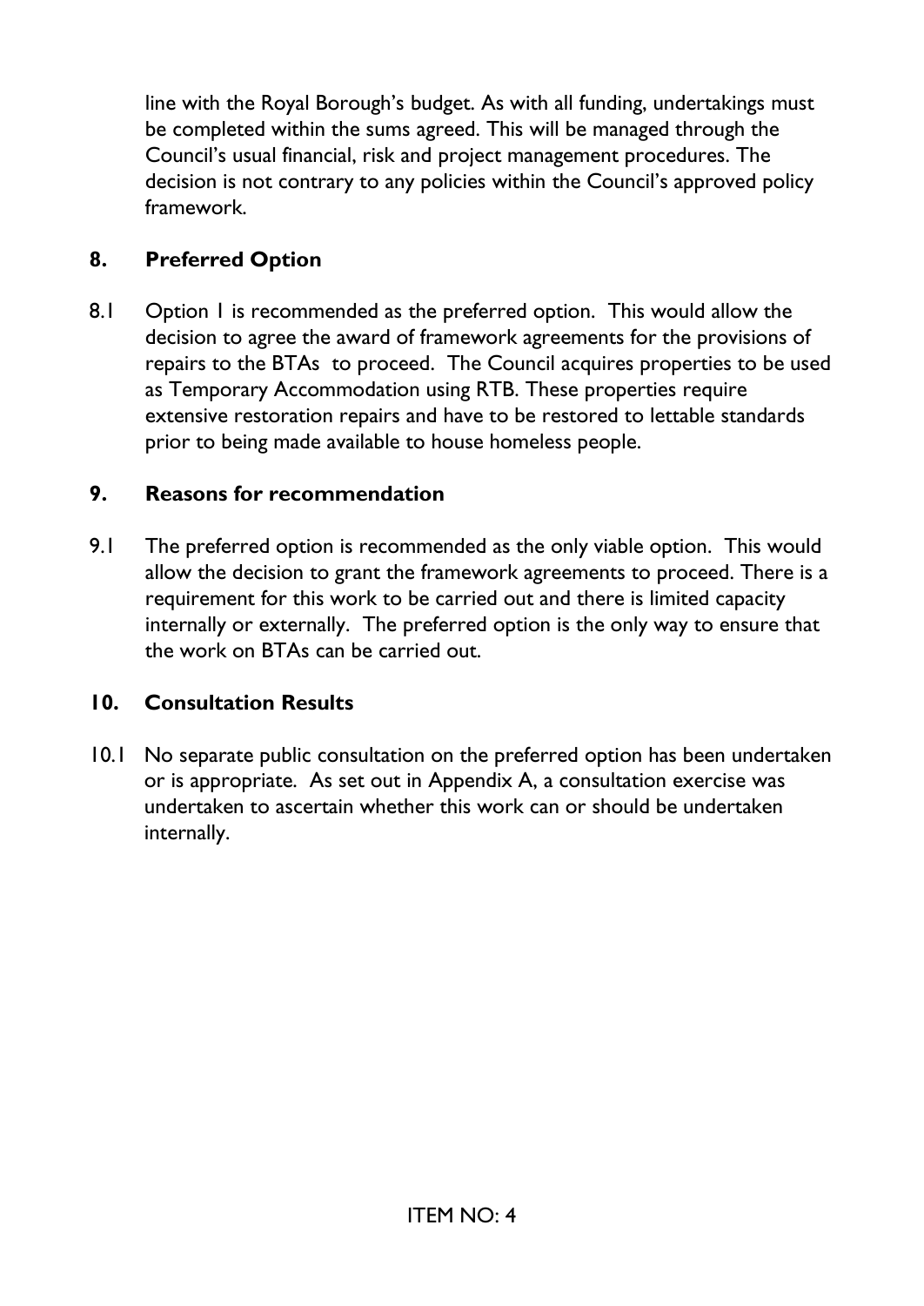line with the Royal Borough's budget. As with all funding, undertakings must be completed within the sums agreed. This will be managed through the Council's usual financial, risk and project management procedures. The decision is not contrary to any policies within the Council's approved policy framework.

## 8. Preferred Option

8.1 Option 1 is recommended as the preferred option. This would allow the decision to agree the award of framework agreements for the provisions of repairs to the BTAs to proceed. The Council acquires properties to be used as Temporary Accommodation using RTB. These properties require extensive restoration repairs and have to be restored to lettable standards prior to being made available to house homeless people.

## 9. Reasons for recommendation

9.1 The preferred option is recommended as the only viable option. This would allow the decision to grant the framework agreements to proceed. There is a requirement for this work to be carried out and there is limited capacity internally or externally. The preferred option is the only way to ensure that the work on BTAs can be carried out.

## 10. Consultation Results

10.1 No separate public consultation on the preferred option has been undertaken or is appropriate. As set out in Appendix A, a consultation exercise was undertaken to ascertain whether this work can or should be undertaken internally.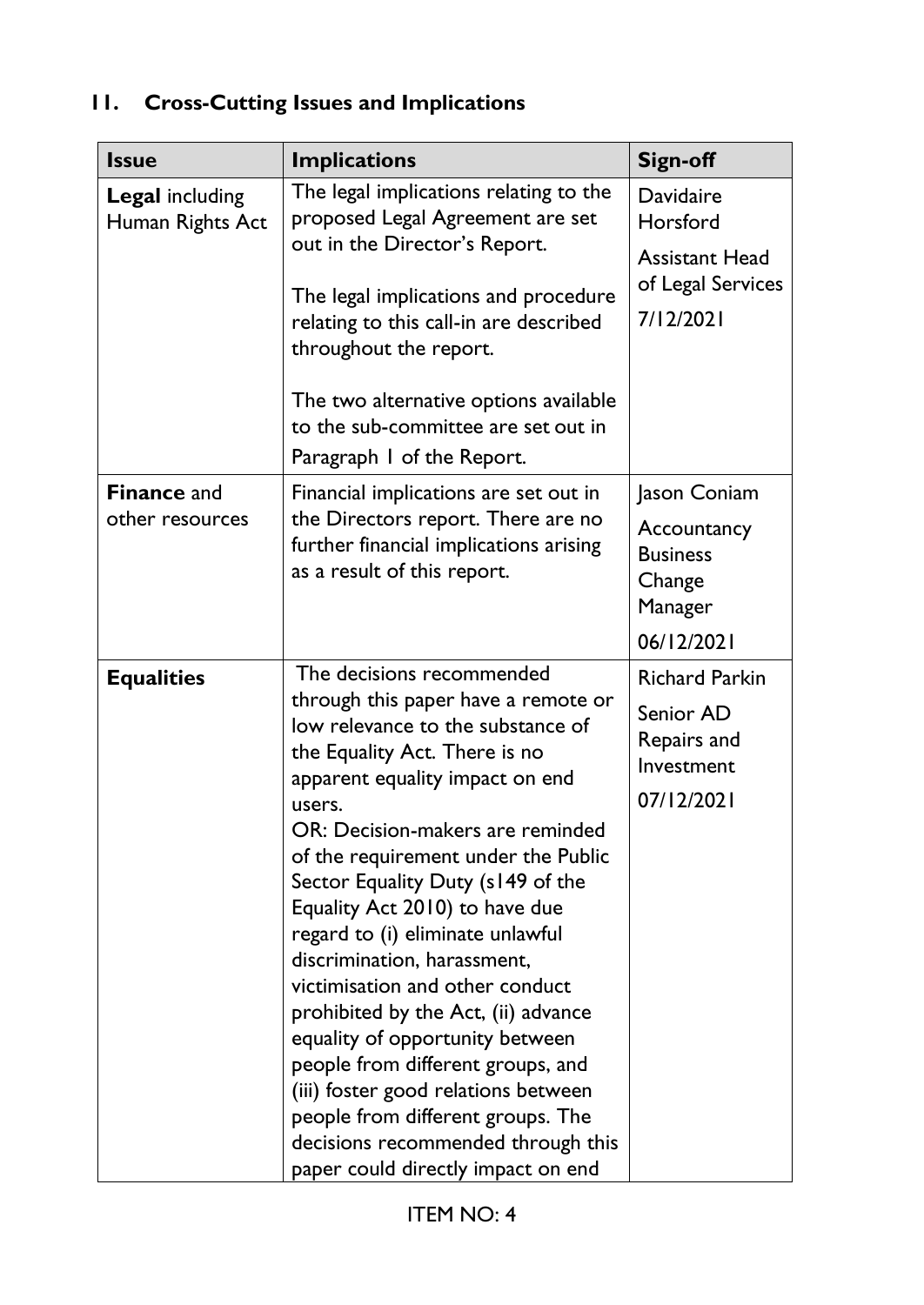## 11. Cross-Cutting Issues and Implications

| Issue | Implications | Sign-off |
|---|---|---|
| **Legal** including Human Rights Act | The legal implications relating to the proposed Legal Agreement are set out in the Director's Report.<br><br>The legal implications and procedure relating to this call-in are described throughout the report.<br><br>The two alternative options available to the sub-committee are set out in Paragraph 1 of the Report. | Davidaire Horsford<br><br>Assistant Head of Legal Services<br><br>7/12/2021 |
| **Finance** and other resources | Financial implications are set out in the Directors report. There are no further financial implications arising as a result of this report. | Jason Coniam<br><br>Accountancy Business Change Manager<br><br>06/12/2021 |
| **Equalities** | The decisions recommended through this paper have a remote or low relevance to the substance of the Equality Act. There is no apparent equality impact on end users.<br>OR: Decision-makers are reminded of the requirement under the Public Sector Equality Duty (s149 of the Equality Act 2010) to have due regard to (i) eliminate unlawful discrimination, harassment, victimisation and other conduct prohibited by the Act, (ii) advance equality of opportunity between people from different groups, and (iii) foster good relations between people from different groups. The decisions recommended through this paper could directly impact on end | Richard Parkin<br><br>Senior AD Repairs and Investment<br><br>07/12/2021 |

ITEM NO: 4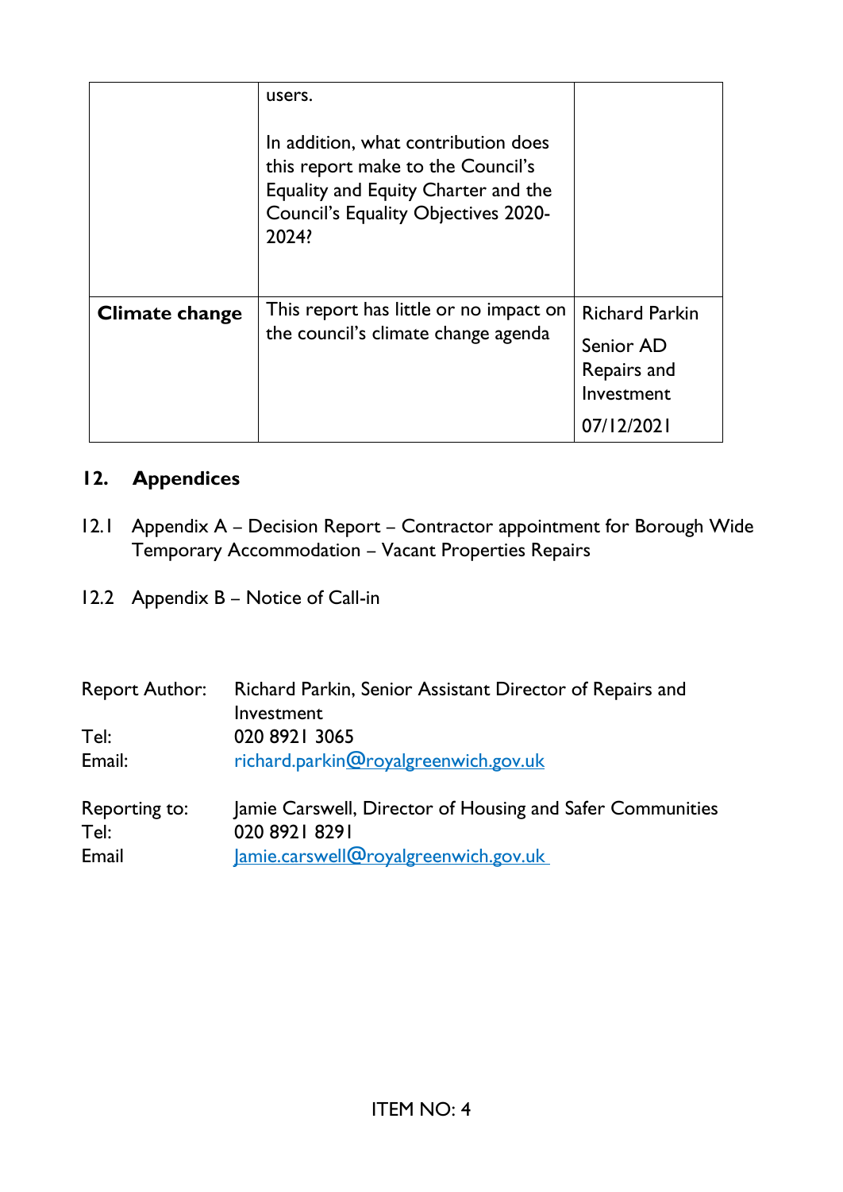| | | |
|---|---|---|
| | users.<br><br>In addition, what contribution does this report make to the Council's Equality and Equity Charter and the Council's Equality Objectives 2020-2024? | |
| **Climate change** | This report has little or no impact on the council's climate change agenda | Richard Parkin<br><br>Senior AD Repairs and Investment<br><br>07/12/2021 |

## 12. Appendices

12.1 Appendix A – Decision Report – Contractor appointment for Borough Wide Temporary Accommodation – Vacant Properties Repairs

12.2 Appendix B – Notice of Call-in

Report Author: Richard Parkin, Senior Assistant Director of Repairs and Investment
Tel: 020 8921 3065
Email: richard.parkin@royalgreenwich.gov.uk

Reporting to: Jamie Carswell, Director of Housing and Safer Communities
Tel: 020 8921 8291
Email Jamie.carswell@royalgreenwich.gov.uk

ITEM NO: 4